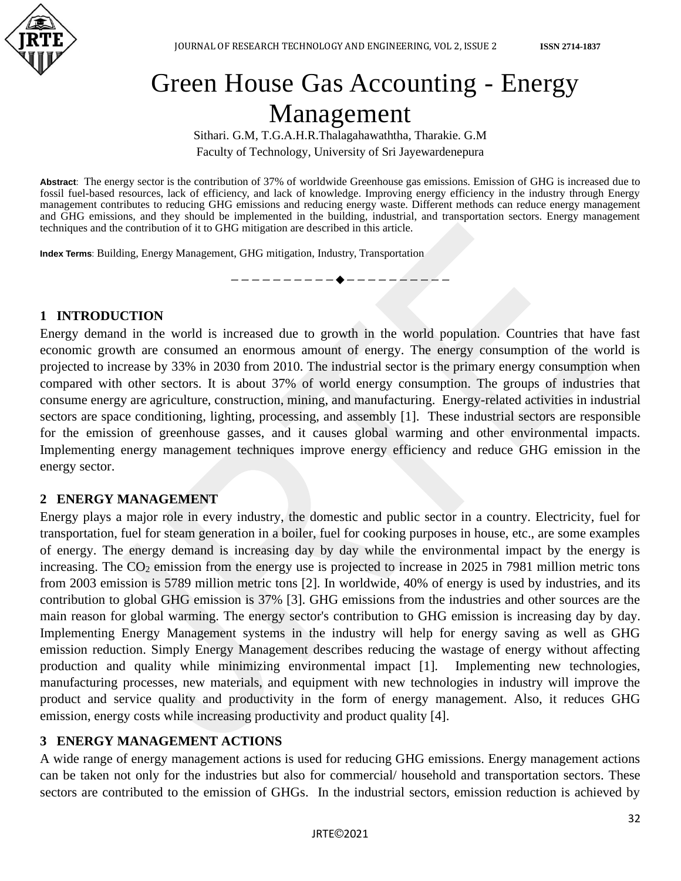# Green House Gas Accounting - Energy Management

Sithari. G.M, T.G.A.H.R.Thalagahawaththa, Tharakie. G.M

Faculty of Technology, University of Sri Jayewardenepura

**Abstract**: The energy sector is the contribution of 37% of worldwide Greenhouse gas emissions. Emission of GHG is increased due to fossil fuel-based resources, lack of efficiency, and lack of knowledge. Improving energy efficiency in the industry through Energy management contributes to reducing GHG emissions and reducing energy waste. Different methods can reduce energy management and GHG emissions, and they should be implemented in the building, industrial, and transportation sectors. Energy management techniques and the contribution of it to GHG mitigation are described in this article.

**Index Terms**: Building, Energy Management, GHG mitigation, Industry, Transportation

## 1 INTRODUCTION

Energy demand in the world is increased due to growth in the world population. Countries that have fast economic growth are consumed an enormous amount of energy. The energy consumption of the world is projected to increase by 33% in 2030 from 2010. The industrial sector is the primary energy consumption when compared with other sectors. It is about 37% of world energy consumption. The groups of industries that consume energy are agriculture, construction, mining, and manufacturing. Energy-related activities in industrial sectors are space conditioning, lighting, processing, and assembly [1]. These industrial sectors are responsible for the emission of greenhouse gasses, and it causes global warming and other environmental impacts. Implementing energy management techniques improve energy efficiency and reduce GHG emission in the energy sector.

## 2 ENERGY MANAGEMENT

Energy plays a major role in every industry, the domestic and public sector in a country. Electricity, fuel for transportation, fuel for steam generation in a boiler, fuel for cooking purposes in house, etc., are some examples of energy. The energy demand is increasing day by day while the environmental impact by the energy is increasing. The $CO_2$ emission from the energy use is projected to increase in 2025 in 7981 million metric tons from 2003 emission is 5789 million metric tons [2]. In worldwide, 40% of energy is used by industries, and its contribution to global GHG emission is 37% [3]. GHG emissions from the industries and other sources are the main reason for global warming. The energy sector's contribution to GHG emission is increasing day by day. Implementing Energy Management systems in the industry will help for energy saving as well as GHG emission reduction. Simply Energy Management describes reducing the wastage of energy without affecting production and quality while minimizing environmental impact [1]. Implementing new technologies, manufacturing processes, new materials, and equipment with new technologies in industry will improve the product and service quality and productivity in the form of energy management. Also, it reduces GHG emission, energy costs while increasing productivity and product quality [4].

## 3 ENERGY MANAGEMENT ACTIONS

A wide range of energy management actions is used for reducing GHG emissions. Energy management actions can be taken not only for the industries but also for commercial/ household and transportation sectors. These sectors are contributed to the emission of GHGs. In the industrial sectors, emission reduction is achieved by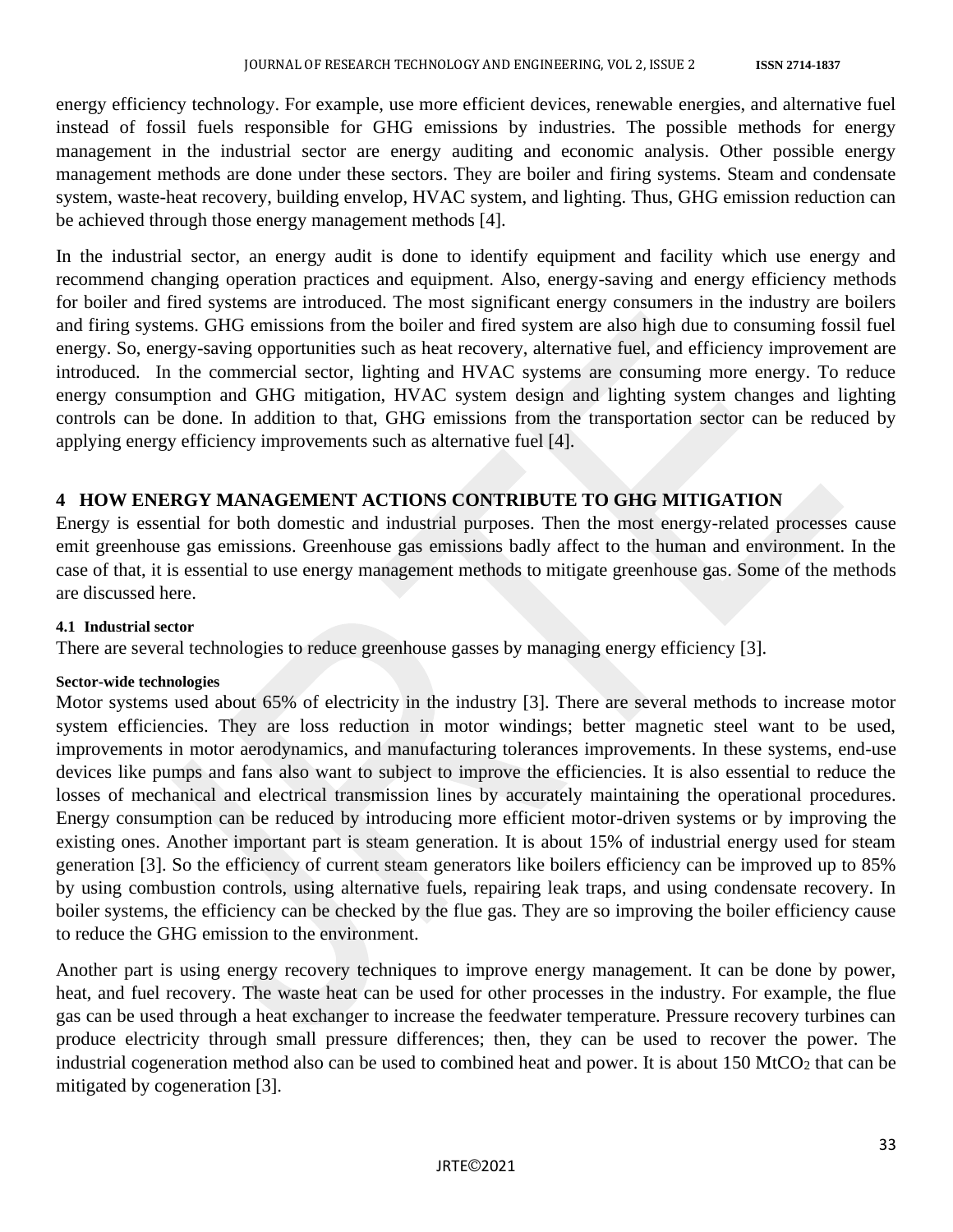energy efficiency technology. For example, use more efficient devices, renewable energies, and alternative fuel instead of fossil fuels responsible for GHG emissions by industries. The possible methods for energy management in the industrial sector are energy auditing and economic analysis. Other possible energy management methods are done under these sectors. They are boiler and firing systems. Steam and condensate system, waste-heat recovery, building envelop, HVAC system, and lighting. Thus, GHG emission reduction can be achieved through those energy management methods [4].

In the industrial sector, an energy audit is done to identify equipment and facility which use energy and recommend changing operation practices and equipment. Also, energy-saving and energy efficiency methods for boiler and fired systems are introduced. The most significant energy consumers in the industry are boilers and firing systems. GHG emissions from the boiler and fired system are also high due to consuming fossil fuel energy. So, energy-saving opportunities such as heat recovery, alternative fuel, and efficiency improvement are introduced. In the commercial sector, lighting and HVAC systems are consuming more energy. To reduce energy consumption and GHG mitigation, HVAC system design and lighting system changes and lighting controls can be done. In addition to that, GHG emissions from the transportation sector can be reduced by applying energy efficiency improvements such as alternative fuel [4].

## 4 HOW ENERGY MANAGEMENT ACTIONS CONTRIBUTE TO GHG MITIGATION

Energy is essential for both domestic and industrial purposes. Then the most energy-related processes cause emit greenhouse gas emissions. Greenhouse gas emissions badly affect to the human and environment. In the case of that, it is essential to use energy management methods to mitigate greenhouse gas. Some of the methods are discussed here.

### 4.1 Industrial sector

There are several technologies to reduce greenhouse gasses by managing energy efficiency [3].

#### Sector-wide technologies

Motor systems used about 65% of electricity in the industry [3]. There are several methods to increase motor system efficiencies. They are loss reduction in motor windings; better magnetic steel want to be used, improvements in motor aerodynamics, and manufacturing tolerances improvements. In these systems, end-use devices like pumps and fans also want to subject to improve the efficiencies. It is also essential to reduce the losses of mechanical and electrical transmission lines by accurately maintaining the operational procedures. Energy consumption can be reduced by introducing more efficient motor-driven systems or by improving the existing ones. Another important part is steam generation. It is about 15% of industrial energy used for steam generation [3]. So the efficiency of current steam generators like boilers efficiency can be improved up to 85% by using combustion controls, using alternative fuels, repairing leak traps, and using condensate recovery. In boiler systems, the efficiency can be checked by the flue gas. They are so improving the boiler efficiency cause to reduce the GHG emission to the environment.

Another part is using energy recovery techniques to improve energy management. It can be done by power, heat, and fuel recovery. The waste heat can be used for other processes in the industry. For example, the flue gas can be used through a heat exchanger to increase the feedwater temperature. Pressure recovery turbines can produce electricity through small pressure differences; then, they can be used to recover the power. The industrial cogeneration method also can be used to combined heat and power. It is about 150 $MtCO_2$ that can be mitigated by cogeneration [3].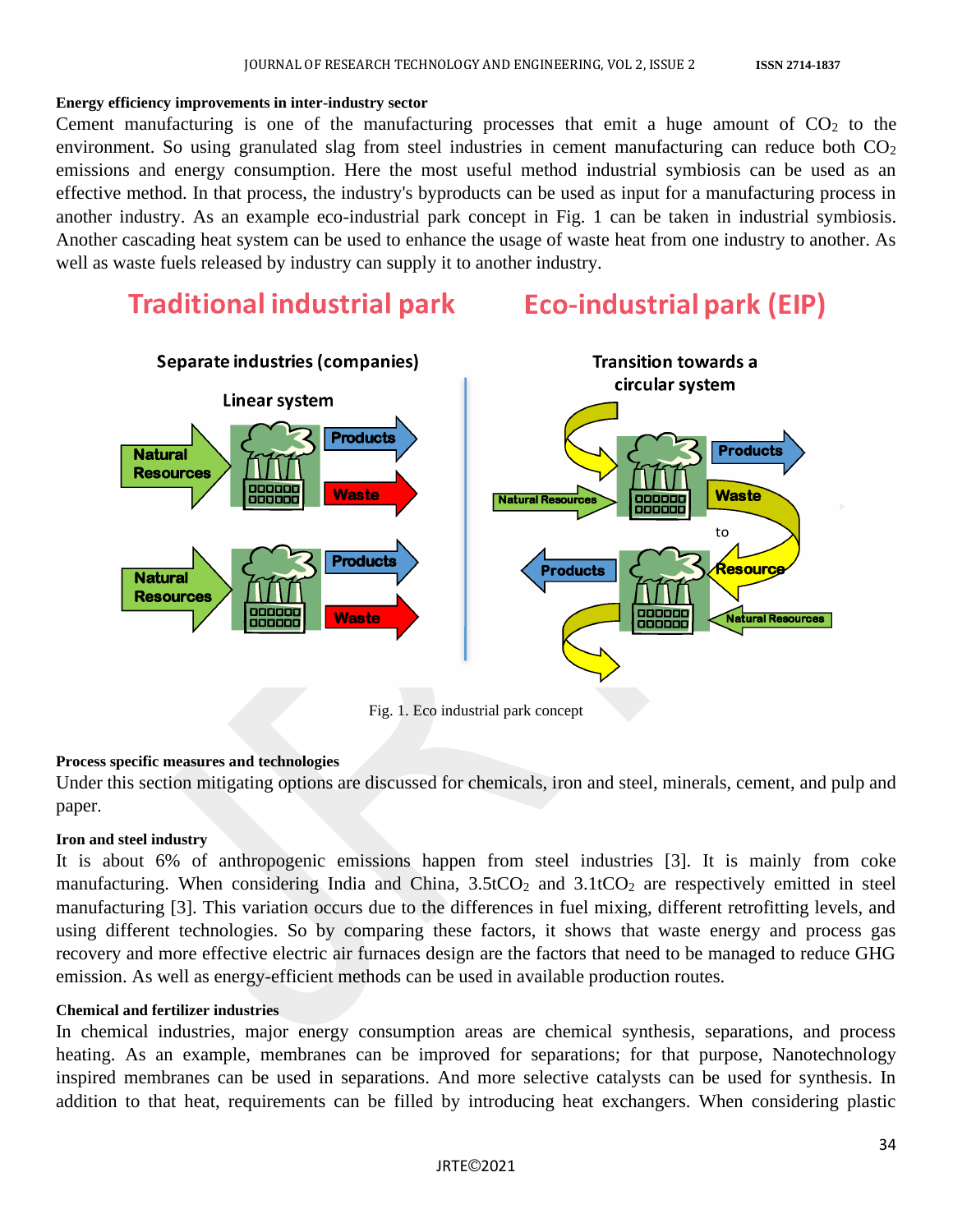**Energy efficiency improvements in inter-industry sector**

Cement manufacturing is one of the manufacturing processes that emit a huge amount of $CO_2$ to the environment. So using granulated slag from steel industries in cement manufacturing can reduce both $CO_2$ emissions and energy consumption. Here the most useful method industrial symbiosis can be used as an effective method. In that process, the industry's byproducts can be used as input for a manufacturing process in another industry. As an example eco-industrial park concept in Fig. 1 can be taken in industrial symbiosis. Another cascading heat system can be used to enhance the usage of waste heat from one industry to another. As well as waste fuels released by industry can supply it to another industry.

Fig. 1. Eco industrial park concept

**Process specific measures and technologies**

Under this section mitigating options are discussed for chemicals, iron and steel, minerals, cement, and pulp and paper.

**Iron and steel industry**

It is about 6% of anthropogenic emissions happen from steel industries [3]. It is mainly from coke manufacturing. When considering India and China, $3.5tCO_2$ and $3.1tCO_2$ are respectively emitted in steel manufacturing [3]. This variation occurs due to the differences in fuel mixing, different retrofitting levels, and using different technologies. So by comparing these factors, it shows that waste energy and process gas recovery and more effective electric air furnaces design are the factors that need to be managed to reduce GHG emission. As well as energy-efficient methods can be used in available production routes.

**Chemical and fertilizer industries**

In chemical industries, major energy consumption areas are chemical synthesis, separations, and process heating. As an example, membranes can be improved for separations; for that purpose, Nanotechnology inspired membranes can be used in separations. And more selective catalysts can be used for synthesis. In addition to that heat, requirements can be filled by introducing heat exchangers. When considering plastic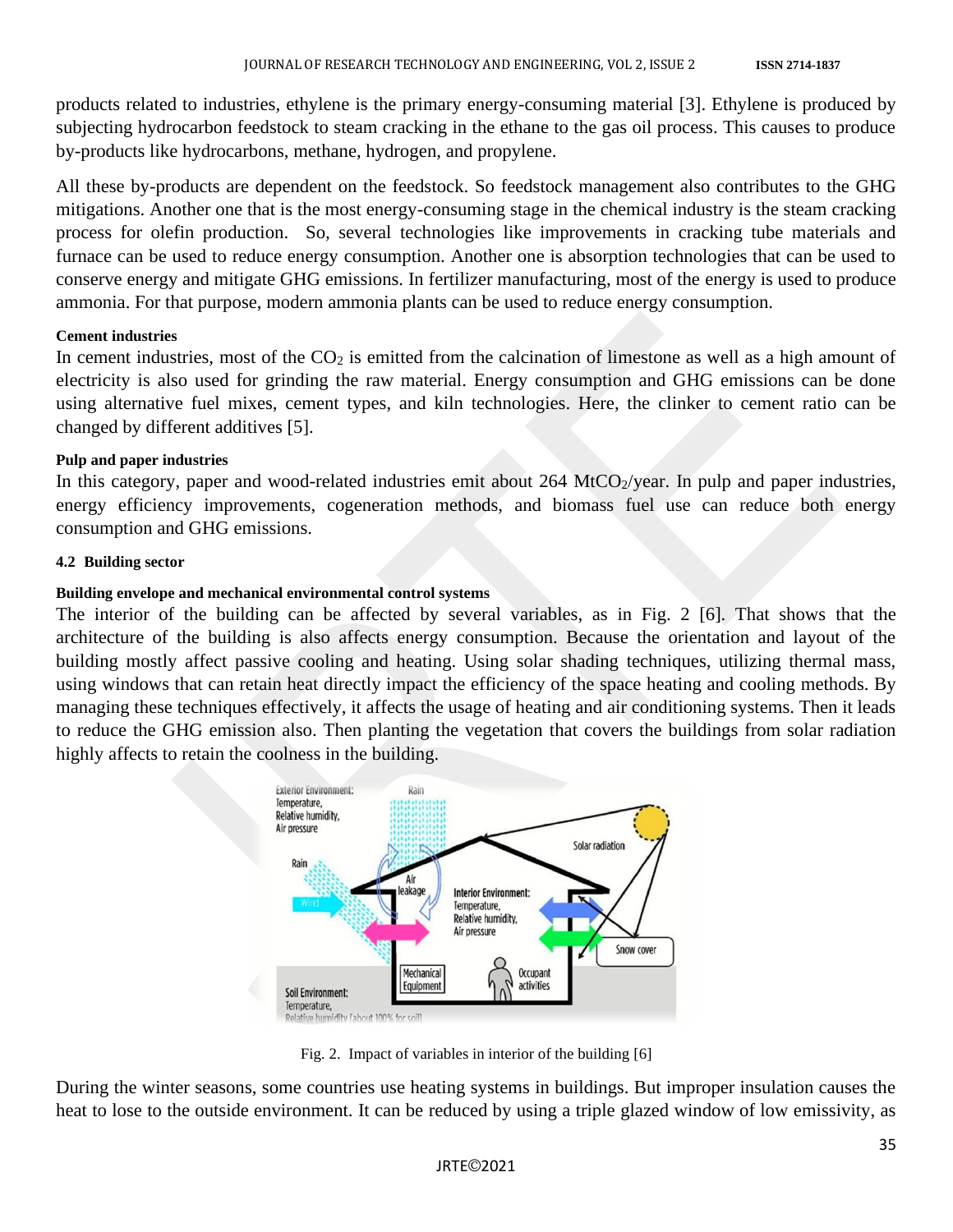products related to industries, ethylene is the primary energy-consuming material [3]. Ethylene is produced by subjecting hydrocarbon feedstock to steam cracking in the ethane to the gas oil process. This causes to produce by-products like hydrocarbons, methane, hydrogen, and propylene.

All these by-products are dependent on the feedstock. So feedstock management also contributes to the GHG mitigations. Another one that is the most energy-consuming stage in the chemical industry is the steam cracking process for olefin production. So, several technologies like improvements in cracking tube materials and furnace can be used to reduce energy consumption. Another one is absorption technologies that can be used to conserve energy and mitigate GHG emissions. In fertilizer manufacturing, most of the energy is used to produce ammonia. For that purpose, modern ammonia plants can be used to reduce energy consumption.

**Cement industries**

In cement industries, most of the $CO_2$ is emitted from the calcination of limestone as well as a high amount of electricity is also used for grinding the raw material. Energy consumption and GHG emissions can be done using alternative fuel mixes, cement types, and kiln technologies. Here, the clinker to cement ratio can be changed by different additives [5].

**Pulp and paper industries**

In this category, paper and wood-related industries emit about 264 $MtCO_2$/year. In pulp and paper industries, energy efficiency improvements, cogeneration methods, and biomass fuel use can reduce both energy consumption and GHG emissions.

### 4.2 Building sector

**Building envelope and mechanical environmental control systems**

The interior of the building can be affected by several variables, as in Fig. 2 [6]. That shows that the architecture of the building is also affects energy consumption. Because the orientation and layout of the building mostly affect passive cooling and heating. Using solar shading techniques, utilizing thermal mass, using windows that can retain heat directly impact the efficiency of the space heating and cooling methods. By managing these techniques effectively, it affects the usage of heating and air conditioning systems. Then it leads to reduce the GHG emission also. Then planting the vegetation that covers the buildings from solar radiation highly affects to retain the coolness in the building.

Fig. 2. Impact of variables in interior of the building [6]

During the winter seasons, some countries use heating systems in buildings. But improper insulation causes the heat to lose to the outside environment. It can be reduced by using a triple glazed window of low emissivity, as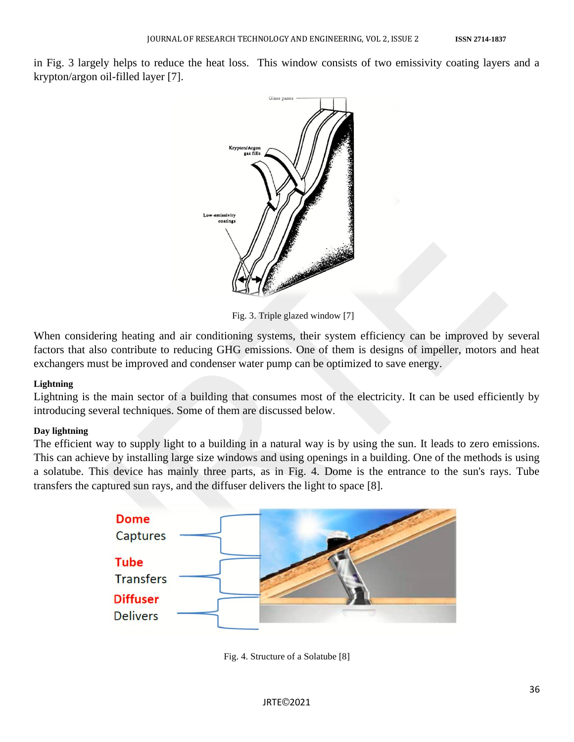in Fig. 3 largely helps to reduce the heat loss. This window consists of two emissivity coating layers and a krypton/argon oil-filled layer [7].

Fig. 3. Triple glazed window [7]

When considering heating and air conditioning systems, their system efficiency can be improved by several factors that also contribute to reducing GHG emissions. One of them is designs of impeller, motors and heat exchangers must be improved and condenser water pump can be optimized to save energy.

**Lightning**

Lightning is the main sector of a building that consumes most of the electricity. It can be used efficiently by introducing several techniques. Some of them are discussed below.

**Day lightning**

The efficient way to supply light to a building in a natural way is by using the sun. It leads to zero emissions. This can achieve by installing large size windows and using openings in a building. One of the methods is using a solatube. This device has mainly three parts, as in Fig. 4. Dome is the entrance to the sun's rays. Tube transfers the captured sun rays, and the diffuser delivers the light to space [8].

Fig. 4. Structure of a Solatube [8]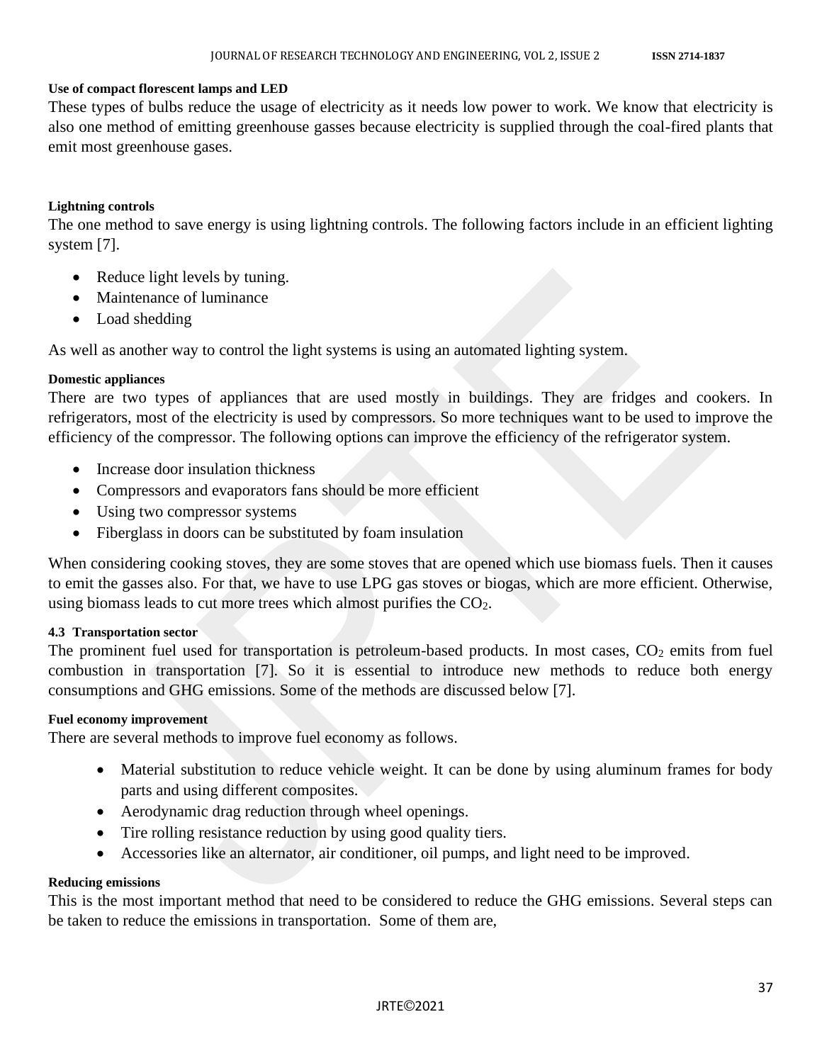#### Use of compact florescent lamps and LED

These types of bulbs reduce the usage of electricity as it needs low power to work. We know that electricity is also one method of emitting greenhouse gasses because electricity is supplied through the coal-fired plants that emit most greenhouse gases.

#### Lightning controls

The one method to save energy is using lightning controls. The following factors include in an efficient lighting system [7].

- Reduce light levels by tuning.
- Maintenance of luminance
- Load shedding

As well as another way to control the light systems is using an automated lighting system.

#### Domestic appliances

There are two types of appliances that are used mostly in buildings. They are fridges and cookers. In refrigerators, most of the electricity is used by compressors. So more techniques want to be used to improve the efficiency of the compressor. The following options can improve the efficiency of the refrigerator system.

- Increase door insulation thickness
- Compressors and evaporators fans should be more efficient
- Using two compressor systems
- Fiberglass in doors can be substituted by foam insulation

When considering cooking stoves, they are some stoves that are opened which use biomass fuels. Then it causes to emit the gasses also. For that, we have to use LPG gas stoves or biogas, which are more efficient. Otherwise, using biomass leads to cut more trees which almost purifies the $CO_2$.

### 4.3 Transportation sector

The prominent fuel used for transportation is petroleum-based products. In most cases, $CO_2$ emits from fuel combustion in transportation [7]. So it is essential to introduce new methods to reduce both energy consumptions and GHG emissions. Some of the methods are discussed below [7].

#### Fuel economy improvement

There are several methods to improve fuel economy as follows.

- Material substitution to reduce vehicle weight. It can be done by using aluminum frames for body parts and using different composites.
- Aerodynamic drag reduction through wheel openings.
- Tire rolling resistance reduction by using good quality tiers.
- Accessories like an alternator, air conditioner, oil pumps, and light need to be improved.

#### Reducing emissions

This is the most important method that need to be considered to reduce the GHG emissions. Several steps can be taken to reduce the emissions in transportation. Some of them are,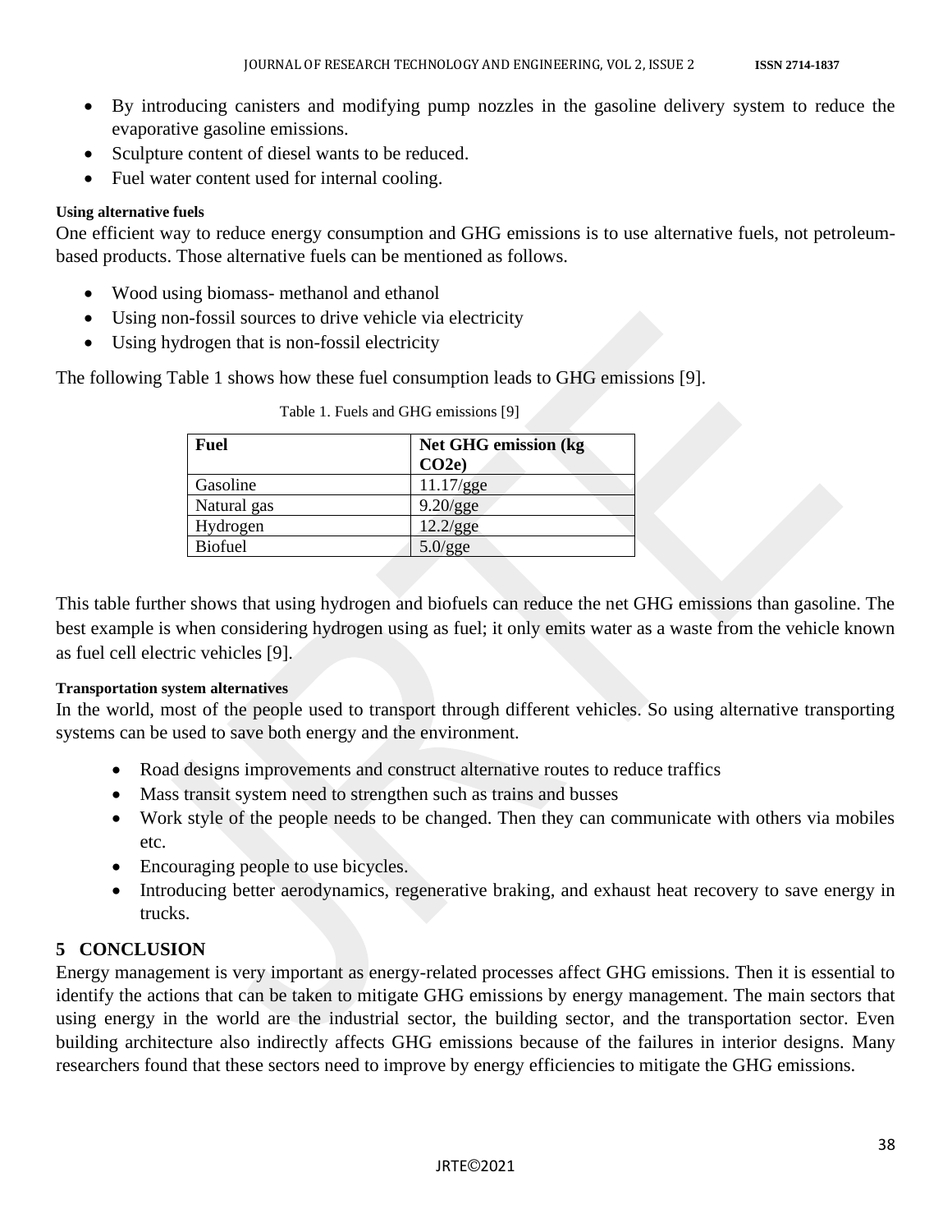- By introducing canisters and modifying pump nozzles in the gasoline delivery system to reduce the evaporative gasoline emissions.
- Sculpture content of diesel wants to be reduced.
- Fuel water content used for internal cooling.

#### Using alternative fuels

One efficient way to reduce energy consumption and GHG emissions is to use alternative fuels, not petroleum-based products. Those alternative fuels can be mentioned as follows.

- Wood using biomass- methanol and ethanol
- Using non-fossil sources to drive vehicle via electricity
- Using hydrogen that is non-fossil electricity

The following Table 1 shows how these fuel consumption leads to GHG emissions [9].

Table 1. Fuels and GHG emissions [9]

| Fuel | Net GHG emission (kg CO2e) |
|---|---|
| Gasoline | 11.17/gge |
| Natural gas | 9.20/gge |
| Hydrogen | 12.2/gge |
| Biofuel | 5.0/gge |

This table further shows that using hydrogen and biofuels can reduce the net GHG emissions than gasoline. The best example is when considering hydrogen using as fuel; it only emits water as a waste from the vehicle known as fuel cell electric vehicles [9].

#### Transportation system alternatives

In the world, most of the people used to transport through different vehicles. So using alternative transporting systems can be used to save both energy and the environment.

- Road designs improvements and construct alternative routes to reduce traffics
- Mass transit system need to strengthen such as trains and busses
- Work style of the people needs to be changed. Then they can communicate with others via mobiles etc.
- Encouraging people to use bicycles.
- Introducing better aerodynamics, regenerative braking, and exhaust heat recovery to save energy in trucks.

## 5 CONCLUSION

Energy management is very important as energy-related processes affect GHG emissions. Then it is essential to identify the actions that can be taken to mitigate GHG emissions by energy management. The main sectors that using energy in the world are the industrial sector, the building sector, and the transportation sector. Even building architecture also indirectly affects GHG emissions because of the failures in interior designs. Many researchers found that these sectors need to improve by energy efficiencies to mitigate the GHG emissions.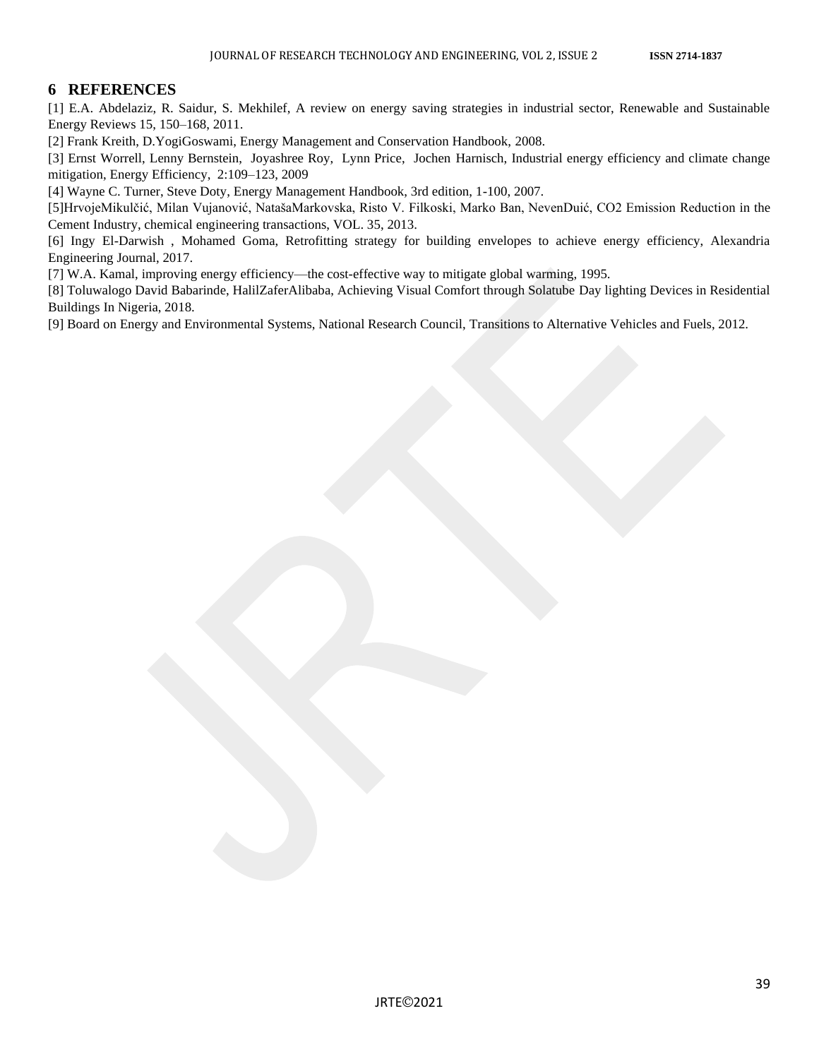## 6 REFERENCES

[1] E.A. Abdelaziz, R. Saidur, S. Mekhilef, A review on energy saving strategies in industrial sector, Renewable and Sustainable Energy Reviews 15, 150–168, 2011.

[2] Frank Kreith, D.YogiGoswami, Energy Management and Conservation Handbook, 2008.

[3] Ernst Worrell, Lenny Bernstein, Joyashree Roy, Lynn Price, Jochen Harnisch, Industrial energy efficiency and climate change mitigation, Energy Efficiency, 2:109–123, 2009

[4] Wayne C. Turner, Steve Doty, Energy Management Handbook, 3rd edition, 1-100, 2007.

[5]HrvojeMikulčić, Milan Vujanović, NatašaMarkovska, Risto V. Filkoski, Marko Ban, NevenDuić, CO2 Emission Reduction in the Cement Industry, chemical engineering transactions, VOL. 35, 2013.

[6] Ingy El-Darwish , Mohamed Goma, Retrofitting strategy for building envelopes to achieve energy efficiency, Alexandria Engineering Journal, 2017.

[7] W.A. Kamal, improving energy efficiency—the cost-effective way to mitigate global warming, 1995.

[8] Toluwalogo David Babarinde, HalilZaferAlibaba, Achieving Visual Comfort through Solatube Day lighting Devices in Residential Buildings In Nigeria, 2018.

[9] Board on Energy and Environmental Systems, National Research Council, Transitions to Alternative Vehicles and Fuels, 2012.